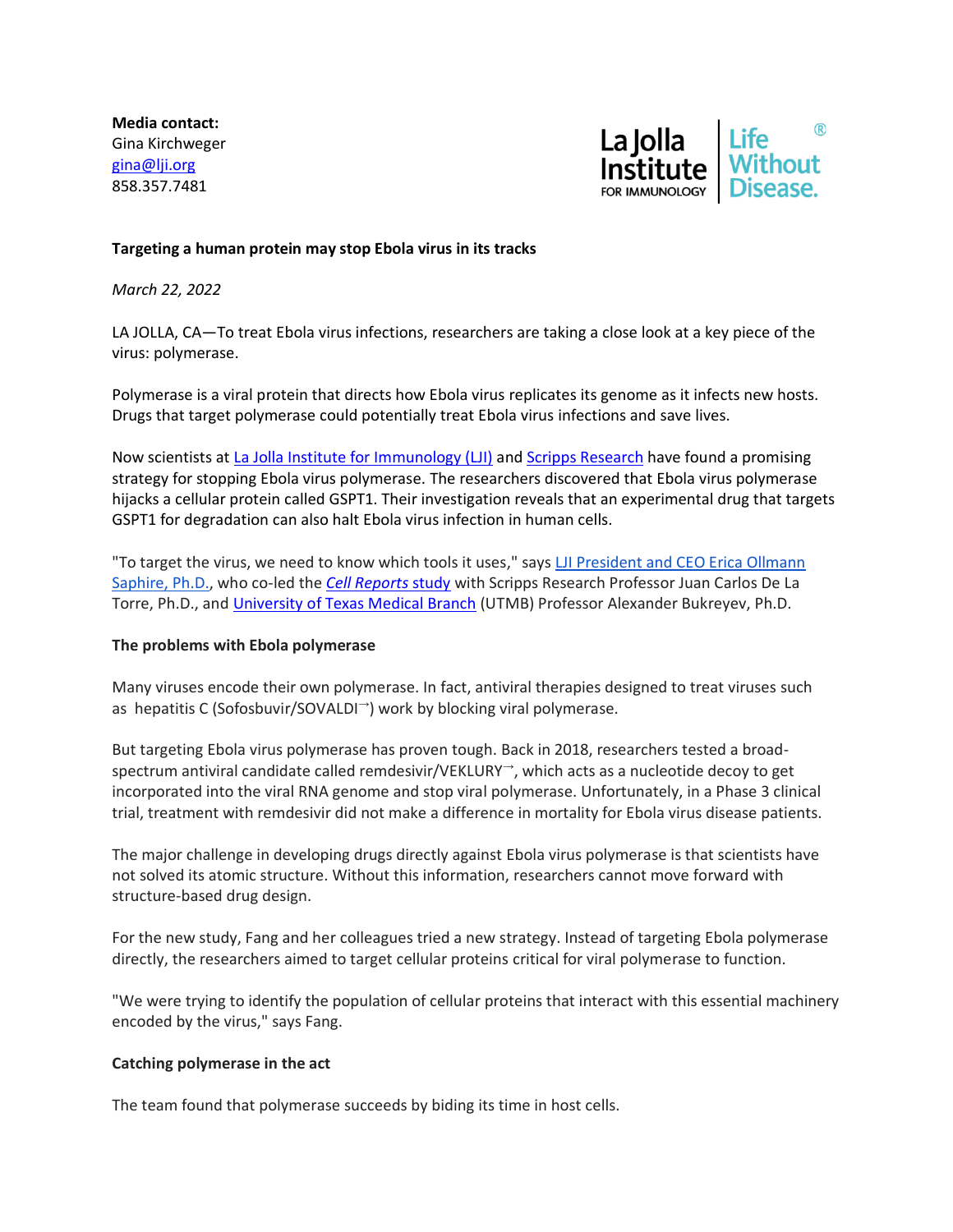**Media contact:**
Gina Kirchweger
gina@lji.org
858.357.7481

La Jolla Institute FOR IMMUNOLOGY | Life Without Disease.®

**Targeting a human protein may stop Ebola virus in its tracks**

*March 22, 2022*

LA JOLLA, CA—To treat Ebola virus infections, researchers are taking a close look at a key piece of the virus: polymerase.

Polymerase is a viral protein that directs how Ebola virus replicates its genome as it infects new hosts. Drugs that target polymerase could potentially treat Ebola virus infections and save lives.

Now scientists at La Jolla Institute for Immunology (LJI) and Scripps Research have found a promising strategy for stopping Ebola virus polymerase. The researchers discovered that Ebola virus polymerase hijacks a cellular protein called GSPT1. Their investigation reveals that an experimental drug that targets GSPT1 for degradation can also halt Ebola virus infection in human cells.

"To target the virus, we need to know which tools it uses," says LJI President and CEO Erica Ollmann Saphire, Ph.D., who co-led the *Cell Reports* study with Scripps Research Professor Juan Carlos De La Torre, Ph.D., and University of Texas Medical Branch (UTMB) Professor Alexander Bukreyev, Ph.D.

**The problems with Ebola polymerase**

Many viruses encode their own polymerase. In fact, antiviral therapies designed to treat viruses such as hepatitis C (Sofosbuvir/SOVALDI→) work by blocking viral polymerase.

But targeting Ebola virus polymerase has proven tough. Back in 2018, researchers tested a broad-spectrum antiviral candidate called remdesivir/VEKLURY→, which acts as a nucleotide decoy to get incorporated into the viral RNA genome and stop viral polymerase. Unfortunately, in a Phase 3 clinical trial, treatment with remdesivir did not make a difference in mortality for Ebola virus disease patients.

The major challenge in developing drugs directly against Ebola virus polymerase is that scientists have not solved its atomic structure. Without this information, researchers cannot move forward with structure-based drug design.

For the new study, Fang and her colleagues tried a new strategy. Instead of targeting Ebola polymerase directly, the researchers aimed to target cellular proteins critical for viral polymerase to function.

"We were trying to identify the population of cellular proteins that interact with this essential machinery encoded by the virus," says Fang.

**Catching polymerase in the act**

The team found that polymerase succeeds by biding its time in host cells.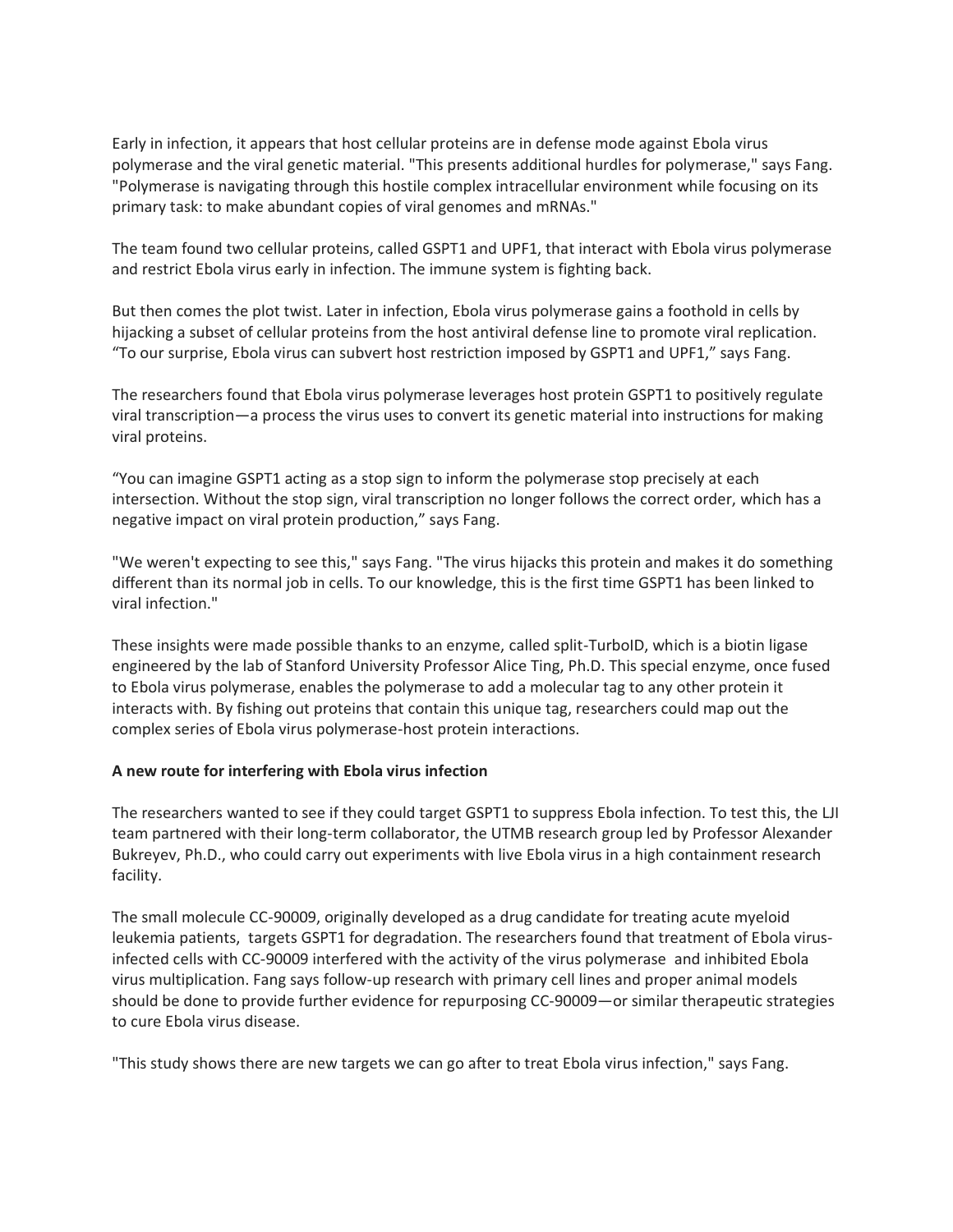Early in infection, it appears that host cellular proteins are in defense mode against Ebola virus polymerase and the viral genetic material. "This presents additional hurdles for polymerase," says Fang. "Polymerase is navigating through this hostile complex intracellular environment while focusing on its primary task: to make abundant copies of viral genomes and mRNAs."

The team found two cellular proteins, called GSPT1 and UPF1, that interact with Ebola virus polymerase and restrict Ebola virus early in infection. The immune system is fighting back.

But then comes the plot twist. Later in infection, Ebola virus polymerase gains a foothold in cells by hijacking a subset of cellular proteins from the host antiviral defense line to promote viral replication. "To our surprise, Ebola virus can subvert host restriction imposed by GSPT1 and UPF1," says Fang.

The researchers found that Ebola virus polymerase leverages host protein GSPT1 to positively regulate viral transcription—a process the virus uses to convert its genetic material into instructions for making viral proteins.

"You can imagine GSPT1 acting as a stop sign to inform the polymerase stop precisely at each intersection. Without the stop sign, viral transcription no longer follows the correct order, which has a negative impact on viral protein production," says Fang.

"We weren't expecting to see this," says Fang. "The virus hijacks this protein and makes it do something different than its normal job in cells. To our knowledge, this is the first time GSPT1 has been linked to viral infection."

These insights were made possible thanks to an enzyme, called split-TurboID, which is a biotin ligase engineered by the lab of Stanford University Professor Alice Ting, Ph.D. This special enzyme, once fused to Ebola virus polymerase, enables the polymerase to add a molecular tag to any other protein it interacts with. By fishing out proteins that contain this unique tag, researchers could map out the complex series of Ebola virus polymerase-host protein interactions.

**A new route for interfering with Ebola virus infection**

The researchers wanted to see if they could target GSPT1 to suppress Ebola infection. To test this, the LJI team partnered with their long-term collaborator, the UTMB research group led by Professor Alexander Bukreyev, Ph.D., who could carry out experiments with live Ebola virus in a high containment research facility.

The small molecule CC-90009, originally developed as a drug candidate for treating acute myeloid leukemia patients, targets GSPT1 for degradation. The researchers found that treatment of Ebola virus-infected cells with CC-90009 interfered with the activity of the virus polymerase and inhibited Ebola virus multiplication. Fang says follow-up research with primary cell lines and proper animal models should be done to provide further evidence for repurposing CC-90009—or similar therapeutic strategies to cure Ebola virus disease.

"This study shows there are new targets we can go after to treat Ebola virus infection," says Fang.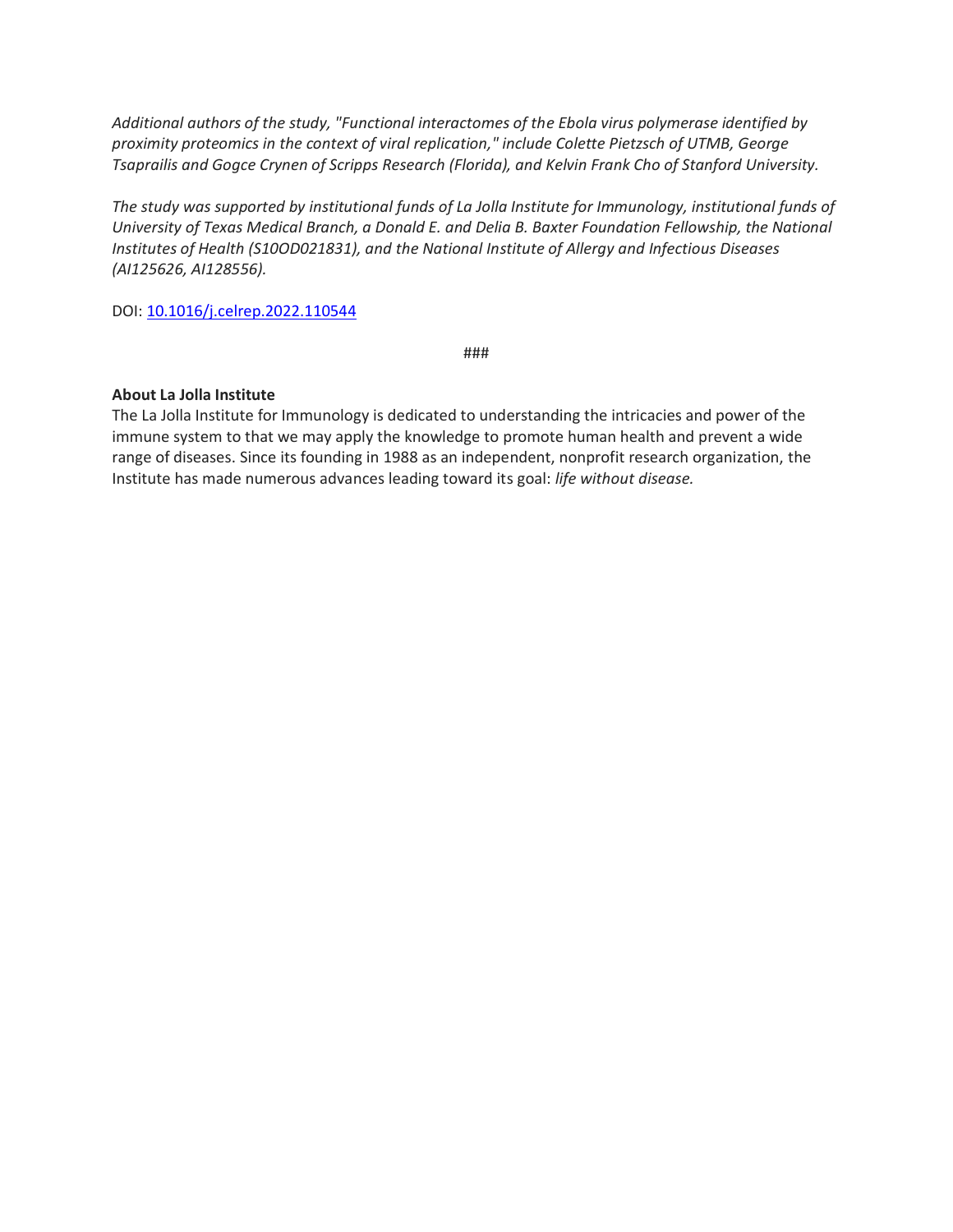*Additional authors of the study, "Functional interactomes of the Ebola virus polymerase identified by proximity proteomics in the context of viral replication," include Colette Pietzsch of UTMB, George Tsaprailis and Gogce Crynen of Scripps Research (Florida), and Kelvin Frank Cho of Stanford University.*

*The study was supported by institutional funds of La Jolla Institute for Immunology, institutional funds of University of Texas Medical Branch, a Donald E. and Delia B. Baxter Foundation Fellowship, the National Institutes of Health (S10OD021831), and the National Institute of Allergy and Infectious Diseases (AI125626, AI128556).*

DOI: [10.1016/j.celrep.2022.110544](https://doi.org/10.1016/j.celrep.2022.110544)

###

**About La Jolla Institute**

The La Jolla Institute for Immunology is dedicated to understanding the intricacies and power of the immune system to that we may apply the knowledge to promote human health and prevent a wide range of diseases. Since its founding in 1988 as an independent, nonprofit research organization, the Institute has made numerous advances leading toward its goal: *life without disease.*